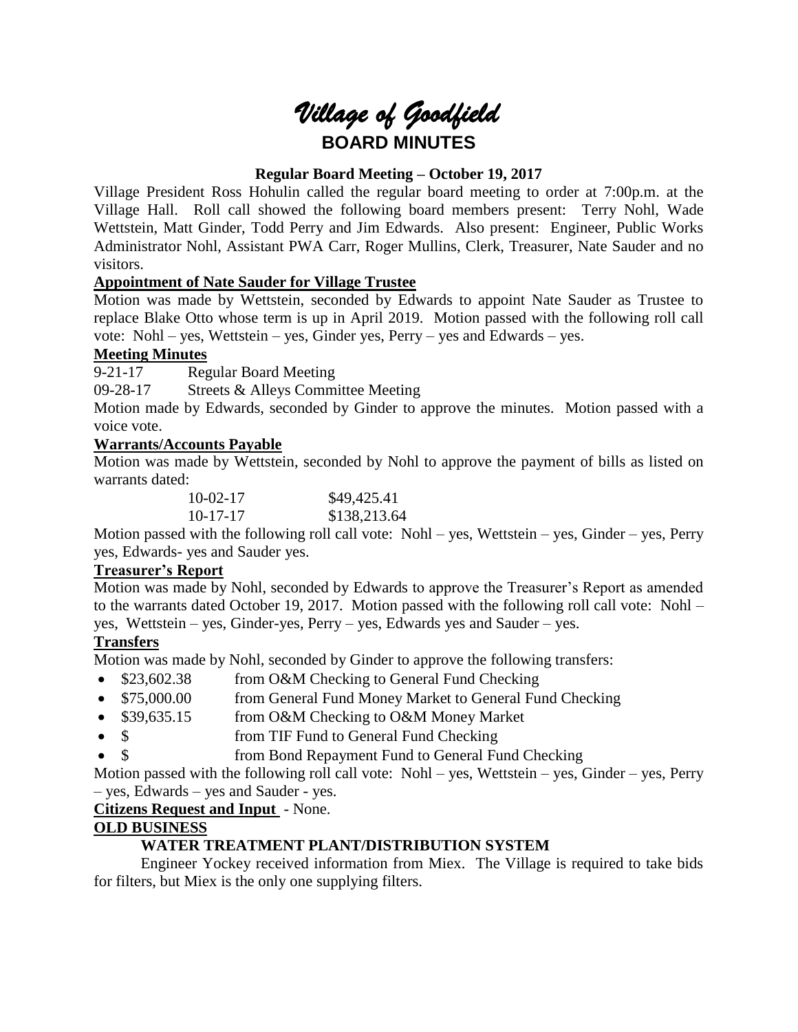# *Village of Goodfield*

## BOARD MINUTES

### Regular Board Meeting – October 19, 2017

Village President Ross Hohulin called the regular board meeting to order at 7:00p.m. at the Village Hall. Roll call showed the following board members present: Terry Nohl, Wade Wettstein, Matt Ginder, Todd Perry and Jim Edwards. Also present: Engineer, Public Works Administrator Nohl, Assistant PWA Carr, Roger Mullins, Clerk, Treasurer, Nate Sauder and no visitors.

**Appointment of Nate Sauder for Village Trustee**

Motion was made by Wettstein, seconded by Edwards to appoint Nate Sauder as Trustee to replace Blake Otto whose term is up in April 2019. Motion passed with the following roll call vote: Nohl – yes, Wettstein – yes, Ginder yes, Perry – yes and Edwards – yes.

**Meeting Minutes**

9-21-17 Regular Board Meeting

09-28-17 Streets & Alleys Committee Meeting

Motion made by Edwards, seconded by Ginder to approve the minutes. Motion passed with a voice vote.

**Warrants/Accounts Payable**

Motion was made by Wettstein, seconded by Nohl to approve the payment of bills as listed on warrants dated:

| | |
|---|---|
| 10-02-17 | $49,425.41 |
| 10-17-17 | $138,213.64 |

Motion passed with the following roll call vote: Nohl – yes, Wettstein – yes, Ginder – yes, Perry yes, Edwards- yes and Sauder yes.

**Treasurer's Report**

Motion was made by Nohl, seconded by Edwards to approve the Treasurer's Report as amended to the warrants dated October 19, 2017. Motion passed with the following roll call vote: Nohl – yes, Wettstein – yes, Ginder-yes, Perry – yes, Edwards yes and Sauder – yes.

**Transfers**

Motion was made by Nohl, seconded by Ginder to approve the following transfers:

- $23,602.38 from O&M Checking to General Fund Checking
- $75,000.00 from General Fund Money Market to General Fund Checking
- $39,635.15 from O&M Checking to O&M Money Market
- $ from TIF Fund to General Fund Checking
- $ from Bond Repayment Fund to General Fund Checking

Motion passed with the following roll call vote: Nohl – yes, Wettstein – yes, Ginder – yes, Perry – yes, Edwards – yes and Sauder - yes.

**Citizens Request and Input** - None.

**OLD BUSINESS**

**WATER TREATMENT PLANT/DISTRIBUTION SYSTEM**

Engineer Yockey received information from Miex. The Village is required to take bids for filters, but Miex is the only one supplying filters.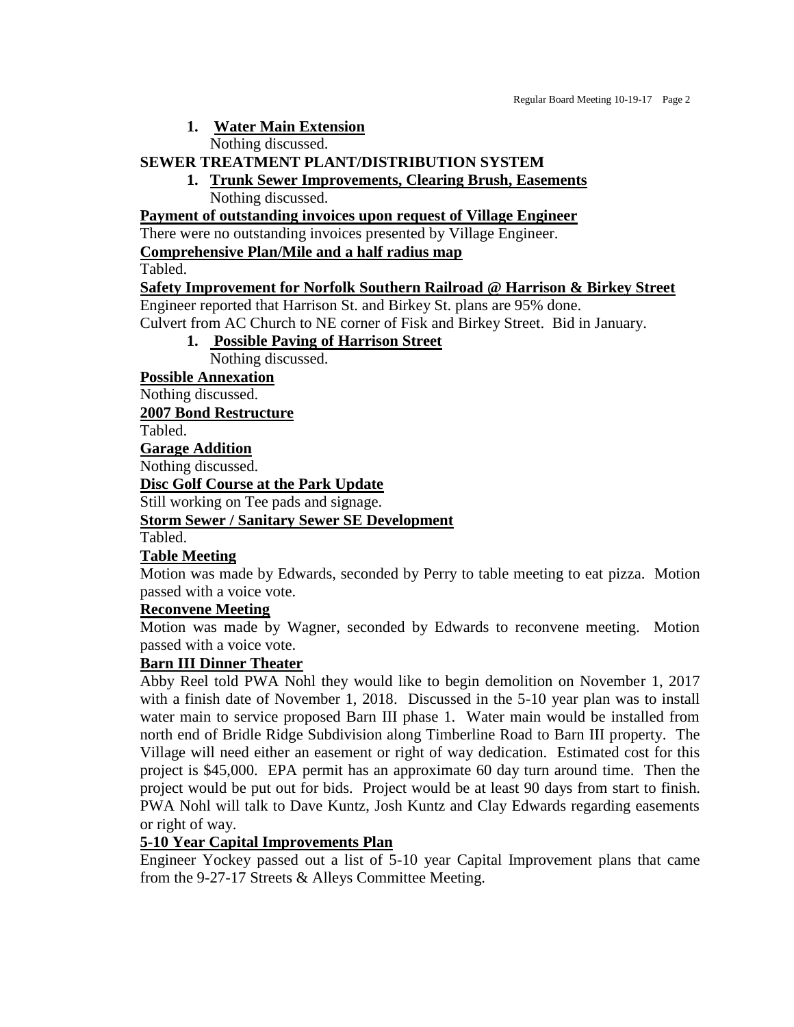1. **Water Main Extension**

   Nothing discussed.

**SEWER TREATMENT PLANT/DISTRIBUTION SYSTEM**

1. **Trunk Sewer Improvements, Clearing Brush, Easements**

   Nothing discussed.

**Payment of outstanding invoices upon request of Village Engineer**

There were no outstanding invoices presented by Village Engineer.

**Comprehensive Plan/Mile and a half radius map**

Tabled.

**Safety Improvement for Norfolk Southern Railroad @ Harrison & Birkey Street**

Engineer reported that Harrison St. and Birkey St. plans are 95% done.
Culvert from AC Church to NE corner of Fisk and Birkey Street. Bid in January.

1. **Possible Paving of Harrison Street**

   Nothing discussed.

**Possible Annexation**

Nothing discussed.

**2007 Bond Restructure**

Tabled.

**Garage Addition**

Nothing discussed.

**Disc Golf Course at the Park Update**

Still working on Tee pads and signage.

**Storm Sewer / Sanitary Sewer SE Development**

Tabled.

**Table Meeting**

Motion was made by Edwards, seconded by Perry to table meeting to eat pizza. Motion passed with a voice vote.

**Reconvene Meeting**

Motion was made by Wagner, seconded by Edwards to reconvene meeting. Motion passed with a voice vote.

**Barn III Dinner Theater**

Abby Reel told PWA Nohl they would like to begin demolition on November 1, 2017 with a finish date of November 1, 2018. Discussed in the 5-10 year plan was to install water main to service proposed Barn III phase 1. Water main would be installed from north end of Bridle Ridge Subdivision along Timberline Road to Barn III property. The Village will need either an easement or right of way dedication. Estimated cost for this project is $45,000. EPA permit has an approximate 60 day turn around time. Then the project would be put out for bids. Project would be at least 90 days from start to finish. PWA Nohl will talk to Dave Kuntz, Josh Kuntz and Clay Edwards regarding easements or right of way.

**5-10 Year Capital Improvements Plan**

Engineer Yockey passed out a list of 5-10 year Capital Improvement plans that came from the 9-27-17 Streets & Alleys Committee Meeting.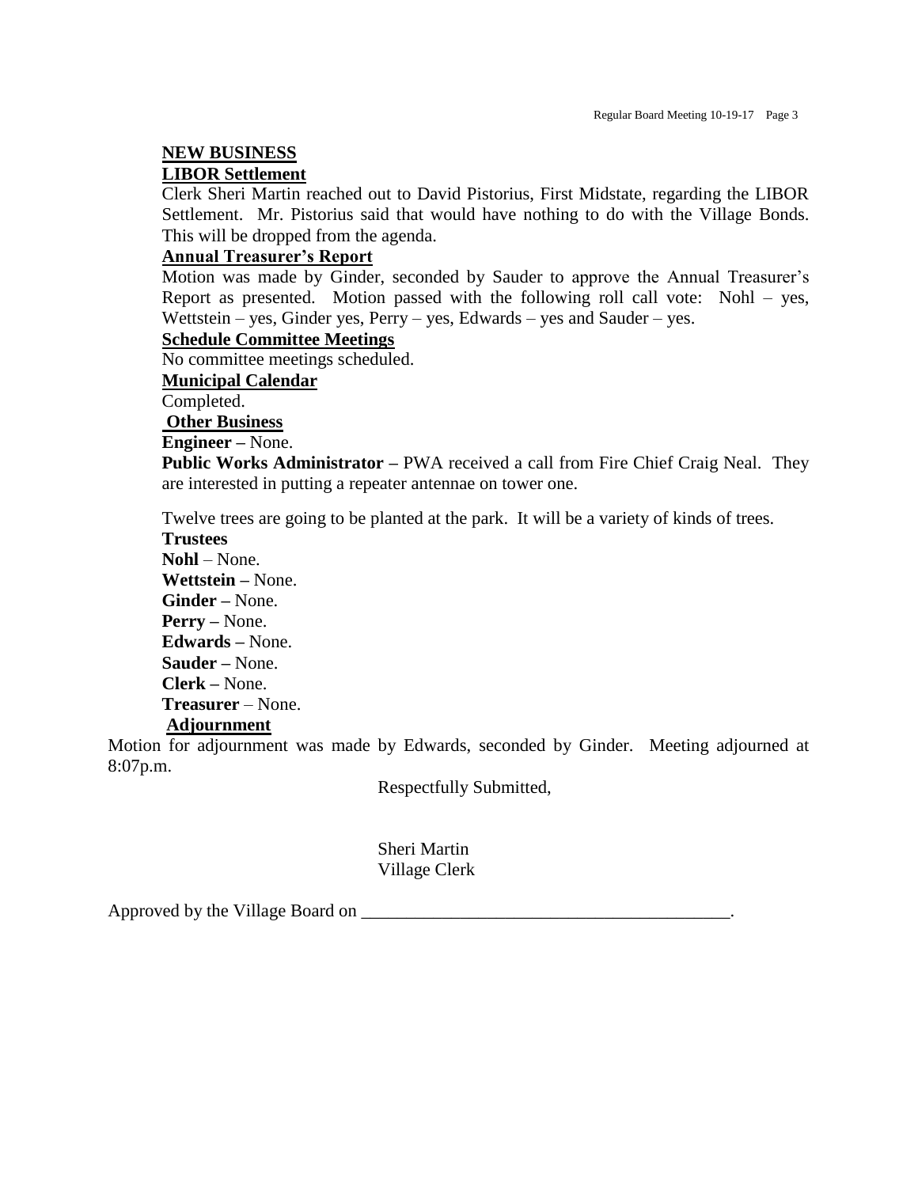**NEW BUSINESS**

**LIBOR Settlement**

Clerk Sheri Martin reached out to David Pistorius, First Midstate, regarding the LIBOR Settlement. Mr. Pistorius said that would have nothing to do with the Village Bonds. This will be dropped from the agenda.

**Annual Treasurer's Report**

Motion was made by Ginder, seconded by Sauder to approve the Annual Treasurer's Report as presented. Motion passed with the following roll call vote: Nohl – yes, Wettstein – yes, Ginder yes, Perry – yes, Edwards – yes and Sauder – yes.

**Schedule Committee Meetings**

No committee meetings scheduled.

**Municipal Calendar**

Completed.

**Other Business**

**Engineer –** None.

**Public Works Administrator –** PWA received a call from Fire Chief Craig Neal. They are interested in putting a repeater antennae on tower one.

Twelve trees are going to be planted at the park. It will be a variety of kinds of trees.

**Trustees**

**Nohl** – None.
**Wettstein –** None.
**Ginder –** None.
**Perry –** None.
**Edwards –** None.
**Sauder –** None.
**Clerk –** None.
**Treasurer** – None.

**Adjournment**

Motion for adjournment was made by Edwards, seconded by Ginder. Meeting adjourned at 8:07p.m.

Respectfully Submitted,

Sheri Martin
Village Clerk

Approved by the Village Board on \_\_\_\_\_\_\_\_\_\_\_\_\_\_\_\_\_\_\_\_\_\_\_\_\_\_\_\_\_\_\_\_\_\_\_\_\_\_\_\_.